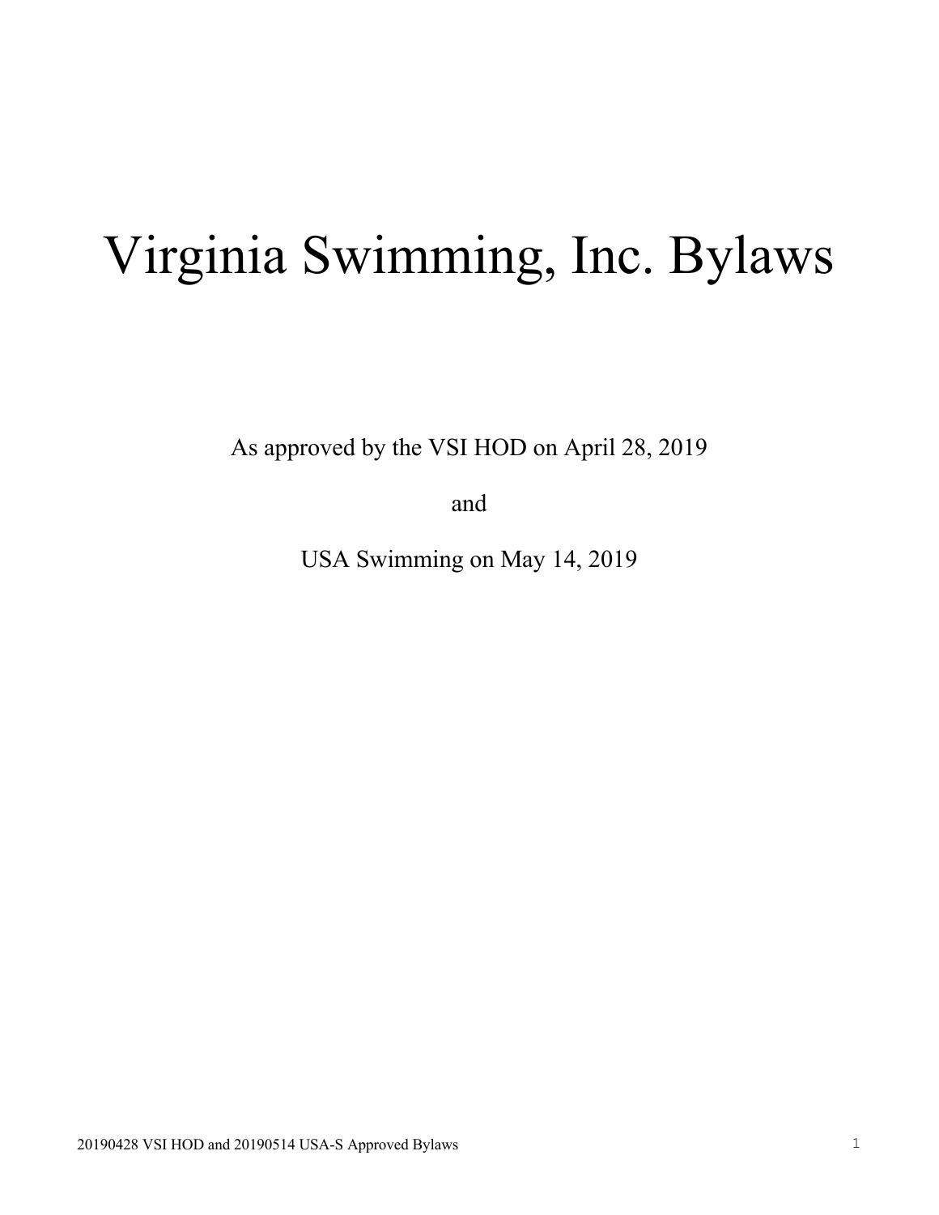# Virginia Swimming, Inc. Bylaws

As approved by the VSI HOD on April 28, 2019

and

USA Swimming on May 14, 2019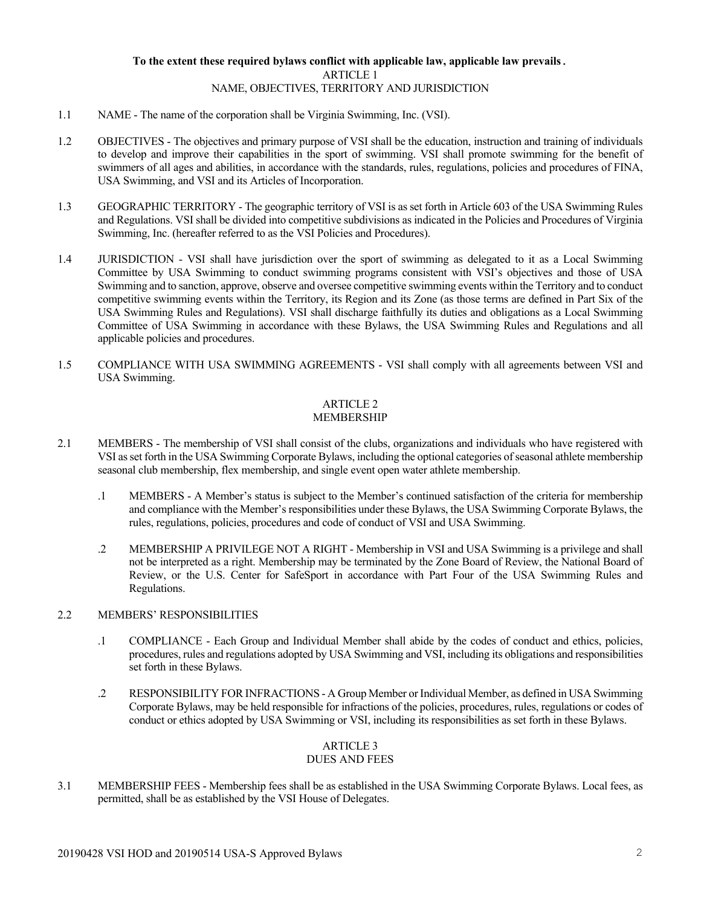**To the extent these required bylaws conflict with applicable law, applicable law prevails.**

# ARTICLE 1
# NAME, OBJECTIVES, TERRITORY AND JURISDICTION

1.1 NAME - The name of the corporation shall be Virginia Swimming, Inc. (VSI).

1.2 OBJECTIVES - The objectives and primary purpose of VSI shall be the education, instruction and training of individuals to develop and improve their capabilities in the sport of swimming. VSI shall promote swimming for the benefit of swimmers of all ages and abilities, in accordance with the standards, rules, regulations, policies and procedures of FINA, USA Swimming, and VSI and its Articles of Incorporation.

1.3 GEOGRAPHIC TERRITORY - The geographic territory of VSI is as set forth in Article 603 of the USA Swimming Rules and Regulations. VSI shall be divided into competitive subdivisions as indicated in the Policies and Procedures of Virginia Swimming, Inc. (hereafter referred to as the VSI Policies and Procedures).

1.4 JURISDICTION - VSI shall have jurisdiction over the sport of swimming as delegated to it as a Local Swimming Committee by USA Swimming to conduct swimming programs consistent with VSI's objectives and those of USA Swimming and to sanction, approve, observe and oversee competitive swimming events within the Territory and to conduct competitive swimming events within the Territory, its Region and its Zone (as those terms are defined in Part Six of the USA Swimming Rules and Regulations). VSI shall discharge faithfully its duties and obligations as a Local Swimming Committee of USA Swimming in accordance with these Bylaws, the USA Swimming Rules and Regulations and all applicable policies and procedures.

1.5 COMPLIANCE WITH USA SWIMMING AGREEMENTS - VSI shall comply with all agreements between VSI and USA Swimming.

# ARTICLE 2
# MEMBERSHIP

2.1 MEMBERS - The membership of VSI shall consist of the clubs, organizations and individuals who have registered with VSI as set forth in the USA Swimming Corporate Bylaws, including the optional categories of seasonal athlete membership seasonal club membership, flex membership, and single event open water athlete membership.

- .1 MEMBERS - A Member's status is subject to the Member's continued satisfaction of the criteria for membership and compliance with the Member's responsibilities under these Bylaws, the USA Swimming Corporate Bylaws, the rules, regulations, policies, procedures and code of conduct of VSI and USA Swimming.

- .2 MEMBERSHIP A PRIVILEGE NOT A RIGHT - Membership in VSI and USA Swimming is a privilege and shall not be interpreted as a right. Membership may be terminated by the Zone Board of Review, the National Board of Review, or the U.S. Center for SafeSport in accordance with Part Four of the USA Swimming Rules and Regulations.

2.2 MEMBERS' RESPONSIBILITIES

- .1 COMPLIANCE - Each Group and Individual Member shall abide by the codes of conduct and ethics, policies, procedures, rules and regulations adopted by USA Swimming and VSI, including its obligations and responsibilities set forth in these Bylaws.

- .2 RESPONSIBILITY FOR INFRACTIONS - A Group Member or Individual Member, as defined in USA Swimming Corporate Bylaws, may be held responsible for infractions of the policies, procedures, rules, regulations or codes of conduct or ethics adopted by USA Swimming or VSI, including its responsibilities as set forth in these Bylaws.

# ARTICLE 3
# DUES AND FEES

3.1 MEMBERSHIP FEES - Membership fees shall be as established in the USA Swimming Corporate Bylaws. Local fees, as permitted, shall be as established by the VSI House of Delegates.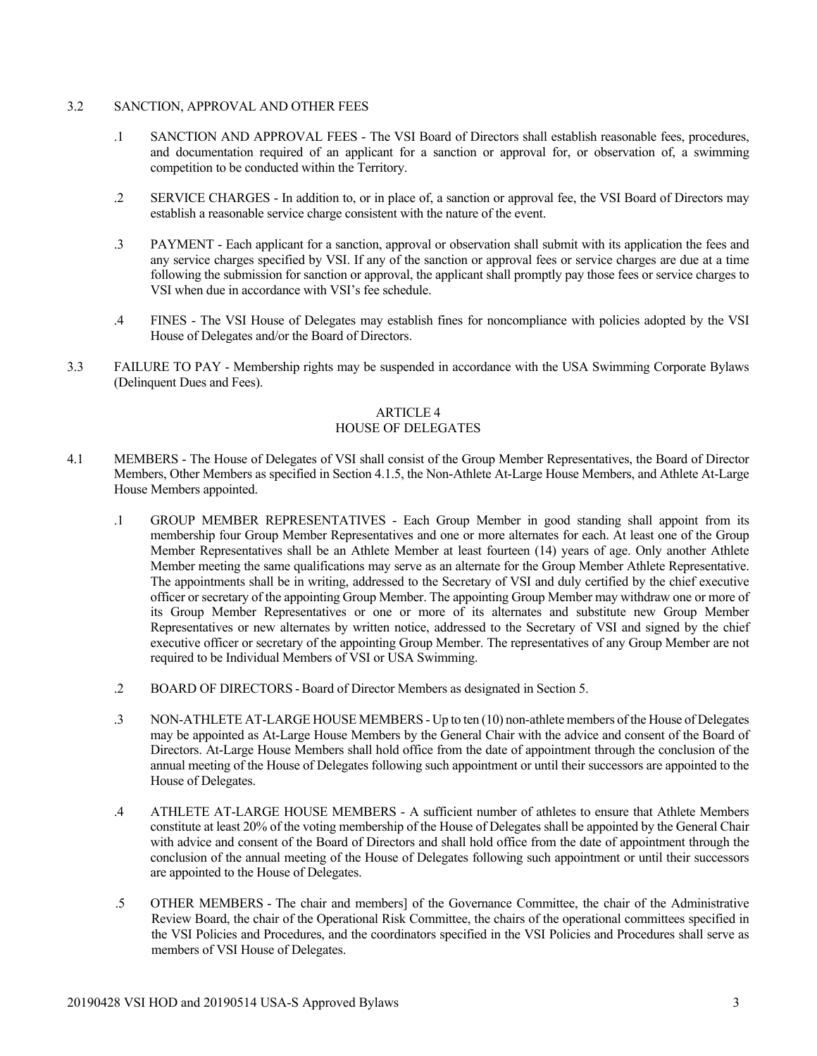3.2 SANCTION, APPROVAL AND OTHER FEES

.1 SANCTION AND APPROVAL FEES - The VSI Board of Directors shall establish reasonable fees, procedures, and documentation required of an applicant for a sanction or approval for, or observation of, a swimming competition to be conducted within the Territory.

.2 SERVICE CHARGES - In addition to, or in place of, a sanction or approval fee, the VSI Board of Directors may establish a reasonable service charge consistent with the nature of the event.

.3 PAYMENT - Each applicant for a sanction, approval or observation shall submit with its application the fees and any service charges specified by VSI. If any of the sanction or approval fees or service charges are due at a time following the submission for sanction or approval, the applicant shall promptly pay those fees or service charges to VSI when due in accordance with VSI's fee schedule.

.4 FINES - The VSI House of Delegates may establish fines for noncompliance with policies adopted by the VSI House of Delegates and/or the Board of Directors.

3.3 FAILURE TO PAY - Membership rights may be suspended in accordance with the USA Swimming Corporate Bylaws (Delinquent Dues and Fees).

## ARTICLE 4
## HOUSE OF DELEGATES

4.1 MEMBERS - The House of Delegates of VSI shall consist of the Group Member Representatives, the Board of Director Members, Other Members as specified in Section 4.1.5, the Non-Athlete At-Large House Members, and Athlete At-Large House Members appointed.

.1 GROUP MEMBER REPRESENTATIVES - Each Group Member in good standing shall appoint from its membership four Group Member Representatives and one or more alternates for each. At least one of the Group Member Representatives shall be an Athlete Member at least fourteen (14) years of age. Only another Athlete Member meeting the same qualifications may serve as an alternate for the Group Member Athlete Representative. The appointments shall be in writing, addressed to the Secretary of VSI and duly certified by the chief executive officer or secretary of the appointing Group Member. The appointing Group Member may withdraw one or more of its Group Member Representatives or one or more of its alternates and substitute new Group Member Representatives or new alternates by written notice, addressed to the Secretary of VSI and signed by the chief executive officer or secretary of the appointing Group Member. The representatives of any Group Member are not required to be Individual Members of VSI or USA Swimming.

.2 BOARD OF DIRECTORS - Board of Director Members as designated in Section 5.

.3 NON-ATHLETE AT-LARGE HOUSE MEMBERS - Up to ten (10) non-athlete members of the House of Delegates may be appointed as At-Large House Members by the General Chair with the advice and consent of the Board of Directors. At-Large House Members shall hold office from the date of appointment through the conclusion of the annual meeting of the House of Delegates following such appointment or until their successors are appointed to the House of Delegates.

.4 ATHLETE AT-LARGE HOUSE MEMBERS - A sufficient number of athletes to ensure that Athlete Members constitute at least 20% of the voting membership of the House of Delegates shall be appointed by the General Chair with advice and consent of the Board of Directors and shall hold office from the date of appointment through the conclusion of the annual meeting of the House of Delegates following such appointment or until their successors are appointed to the House of Delegates.

.5 OTHER MEMBERS - The chair and members] of the Governance Committee, the chair of the Administrative Review Board, the chair of the Operational Risk Committee, the chairs of the operational committees specified in the VSI Policies and Procedures, and the coordinators specified in the VSI Policies and Procedures shall serve as members of VSI House of Delegates.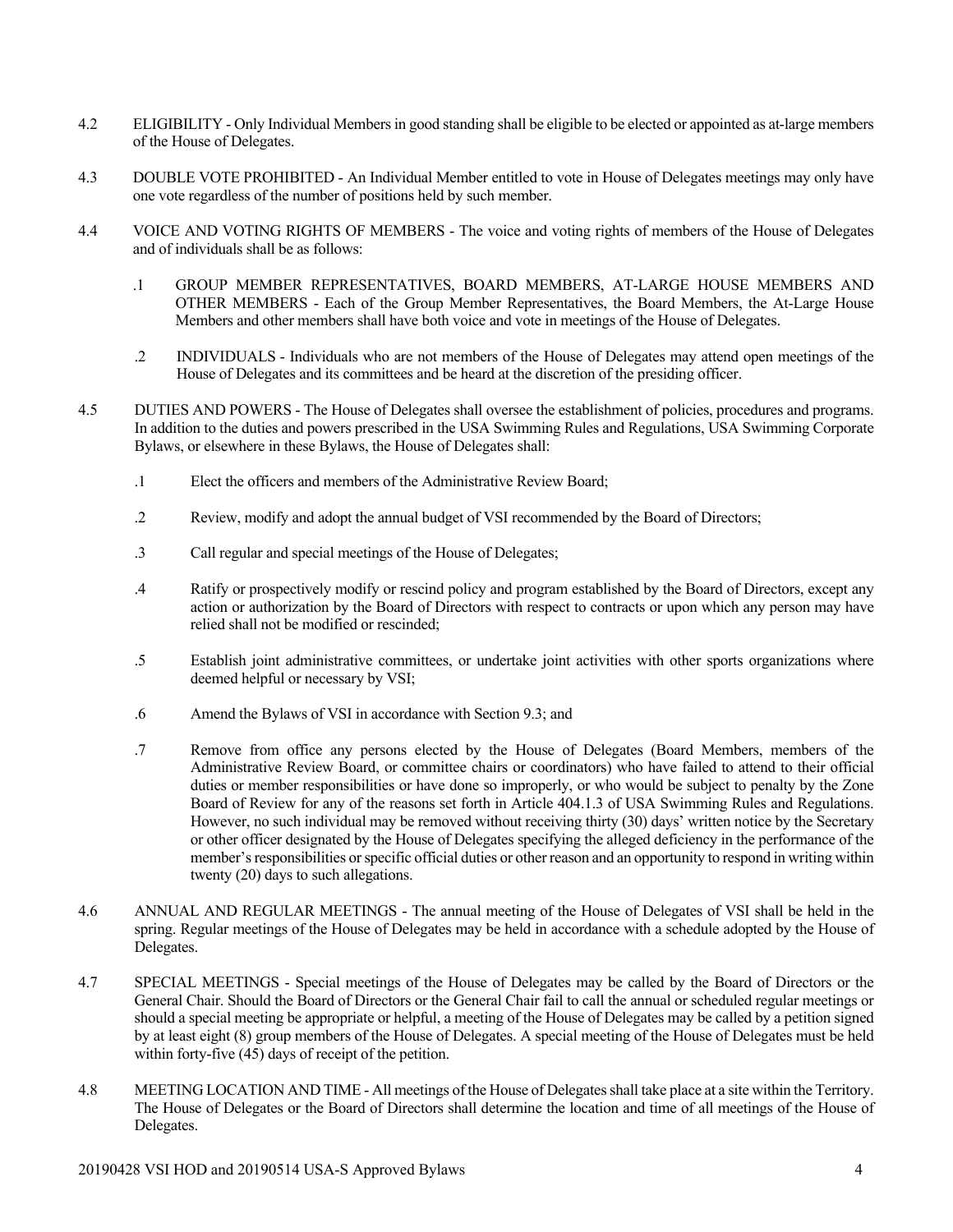4.2 ELIGIBILITY - Only Individual Members in good standing shall be eligible to be elected or appointed as at-large members of the House of Delegates.

4.3 DOUBLE VOTE PROHIBITED - An Individual Member entitled to vote in House of Delegates meetings may only have one vote regardless of the number of positions held by such member.

4.4 VOICE AND VOTING RIGHTS OF MEMBERS - The voice and voting rights of members of the House of Delegates and of individuals shall be as follows:

.1 GROUP MEMBER REPRESENTATIVES, BOARD MEMBERS, AT-LARGE HOUSE MEMBERS AND OTHER MEMBERS - Each of the Group Member Representatives, the Board Members, the At-Large House Members and other members shall have both voice and vote in meetings of the House of Delegates.

.2 INDIVIDUALS - Individuals who are not members of the House of Delegates may attend open meetings of the House of Delegates and its committees and be heard at the discretion of the presiding officer.

4.5 DUTIES AND POWERS - The House of Delegates shall oversee the establishment of policies, procedures and programs. In addition to the duties and powers prescribed in the USA Swimming Rules and Regulations, USA Swimming Corporate Bylaws, or elsewhere in these Bylaws, the House of Delegates shall:

.1 Elect the officers and members of the Administrative Review Board;

.2 Review, modify and adopt the annual budget of VSI recommended by the Board of Directors;

.3 Call regular and special meetings of the House of Delegates;

.4 Ratify or prospectively modify or rescind policy and program established by the Board of Directors, except any action or authorization by the Board of Directors with respect to contracts or upon which any person may have relied shall not be modified or rescinded;

.5 Establish joint administrative committees, or undertake joint activities with other sports organizations where deemed helpful or necessary by VSI;

.6 Amend the Bylaws of VSI in accordance with Section 9.3; and

.7 Remove from office any persons elected by the House of Delegates (Board Members, members of the Administrative Review Board, or committee chairs or coordinators) who have failed to attend to their official duties or member responsibilities or have done so improperly, or who would be subject to penalty by the Zone Board of Review for any of the reasons set forth in Article 404.1.3 of USA Swimming Rules and Regulations. However, no such individual may be removed without receiving thirty (30) days' written notice by the Secretary or other officer designated by the House of Delegates specifying the alleged deficiency in the performance of the member's responsibilities or specific official duties or other reason and an opportunity to respond in writing within twenty (20) days to such allegations.

4.6 ANNUAL AND REGULAR MEETINGS - The annual meeting of the House of Delegates of VSI shall be held in the spring. Regular meetings of the House of Delegates may be held in accordance with a schedule adopted by the House of Delegates.

4.7 SPECIAL MEETINGS - Special meetings of the House of Delegates may be called by the Board of Directors or the General Chair. Should the Board of Directors or the General Chair fail to call the annual or scheduled regular meetings or should a special meeting be appropriate or helpful, a meeting of the House of Delegates may be called by a petition signed by at least eight (8) group members of the House of Delegates. A special meeting of the House of Delegates must be held within forty-five (45) days of receipt of the petition.

4.8 MEETING LOCATION AND TIME - All meetings of the House of Delegates shall take place at a site within the Territory. The House of Delegates or the Board of Directors shall determine the location and time of all meetings of the House of Delegates.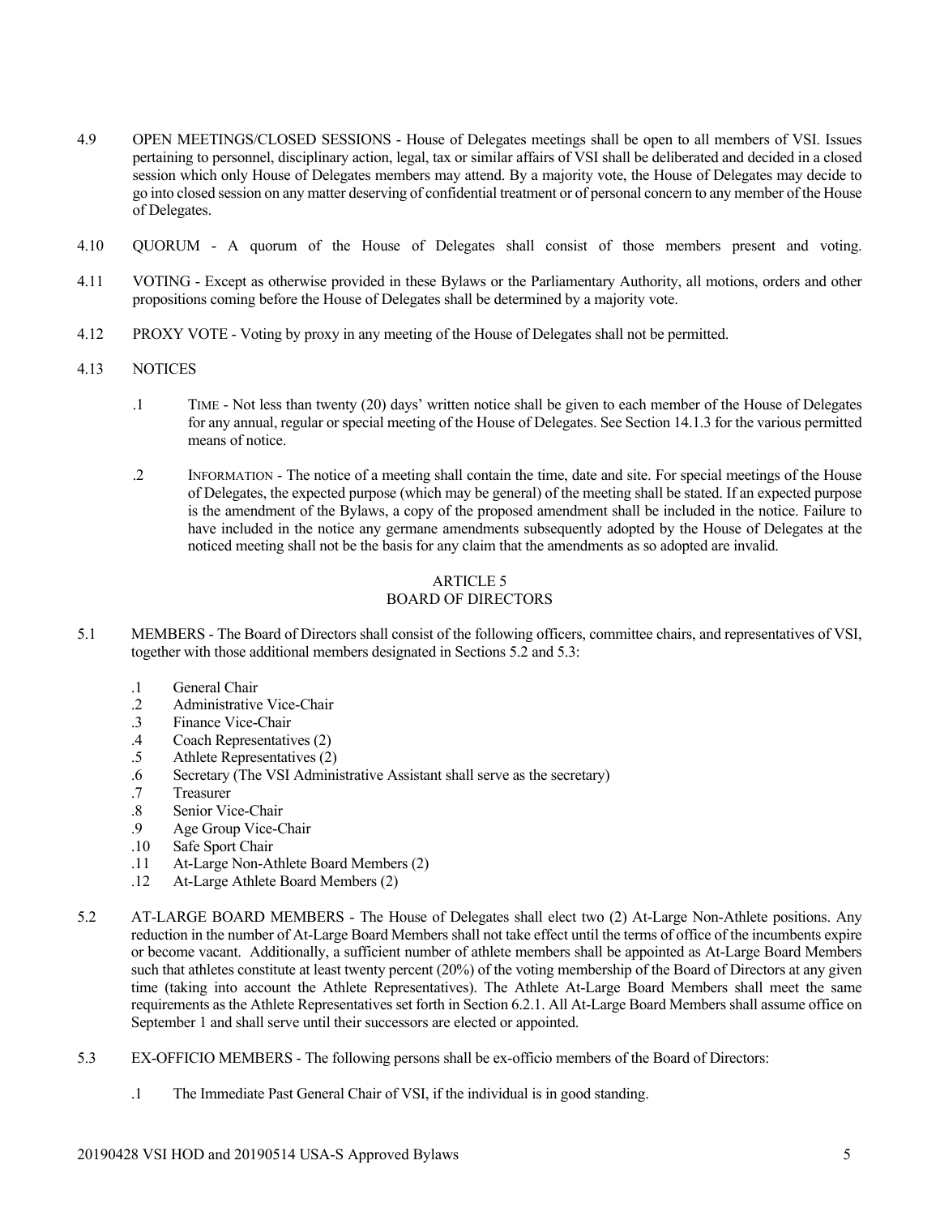4.9 OPEN MEETINGS/CLOSED SESSIONS - House of Delegates meetings shall be open to all members of VSI. Issues pertaining to personnel, disciplinary action, legal, tax or similar affairs of VSI shall be deliberated and decided in a closed session which only House of Delegates members may attend. By a majority vote, the House of Delegates may decide to go into closed session on any matter deserving of confidential treatment or of personal concern to any member of the House of Delegates.

4.10 QUORUM - A quorum of the House of Delegates shall consist of those members present and voting.

4.11 VOTING - Except as otherwise provided in these Bylaws or the Parliamentary Authority, all motions, orders and other propositions coming before the House of Delegates shall be determined by a majority vote.

4.12 PROXY VOTE - Voting by proxy in any meeting of the House of Delegates shall not be permitted.

4.13 NOTICES

.1 TIME - Not less than twenty (20) days' written notice shall be given to each member of the House of Delegates for any annual, regular or special meeting of the House of Delegates. See Section 14.1.3 for the various permitted means of notice.

.2 INFORMATION - The notice of a meeting shall contain the time, date and site. For special meetings of the House of Delegates, the expected purpose (which may be general) of the meeting shall be stated. If an expected purpose is the amendment of the Bylaws, a copy of the proposed amendment shall be included in the notice. Failure to have included in the notice any germane amendments subsequently adopted by the House of Delegates at the noticed meeting shall not be the basis for any claim that the amendments as so adopted are invalid.

## ARTICLE 5
## BOARD OF DIRECTORS

5.1 MEMBERS - The Board of Directors shall consist of the following officers, committee chairs, and representatives of VSI, together with those additional members designated in Sections 5.2 and 5.3:

.1 General Chair
.2 Administrative Vice-Chair
.3 Finance Vice-Chair
.4 Coach Representatives (2)
.5 Athlete Representatives (2)
.6 Secretary (The VSI Administrative Assistant shall serve as the secretary)
.7 Treasurer
.8 Senior Vice-Chair
.9 Age Group Vice-Chair
.10 Safe Sport Chair
.11 At-Large Non-Athlete Board Members (2)
.12 At-Large Athlete Board Members (2)

5.2 AT-LARGE BOARD MEMBERS - The House of Delegates shall elect two (2) At-Large Non-Athlete positions. Any reduction in the number of At-Large Board Members shall not take effect until the terms of office of the incumbents expire or become vacant. Additionally, a sufficient number of athlete members shall be appointed as At-Large Board Members such that athletes constitute at least twenty percent (20%) of the voting membership of the Board of Directors at any given time (taking into account the Athlete Representatives). The Athlete At-Large Board Members shall meet the same requirements as the Athlete Representatives set forth in Section 6.2.1. All At-Large Board Members shall assume office on September 1 and shall serve until their successors are elected or appointed.

5.3 EX-OFFICIO MEMBERS - The following persons shall be ex-officio members of the Board of Directors:

.1 The Immediate Past General Chair of VSI, if the individual is in good standing.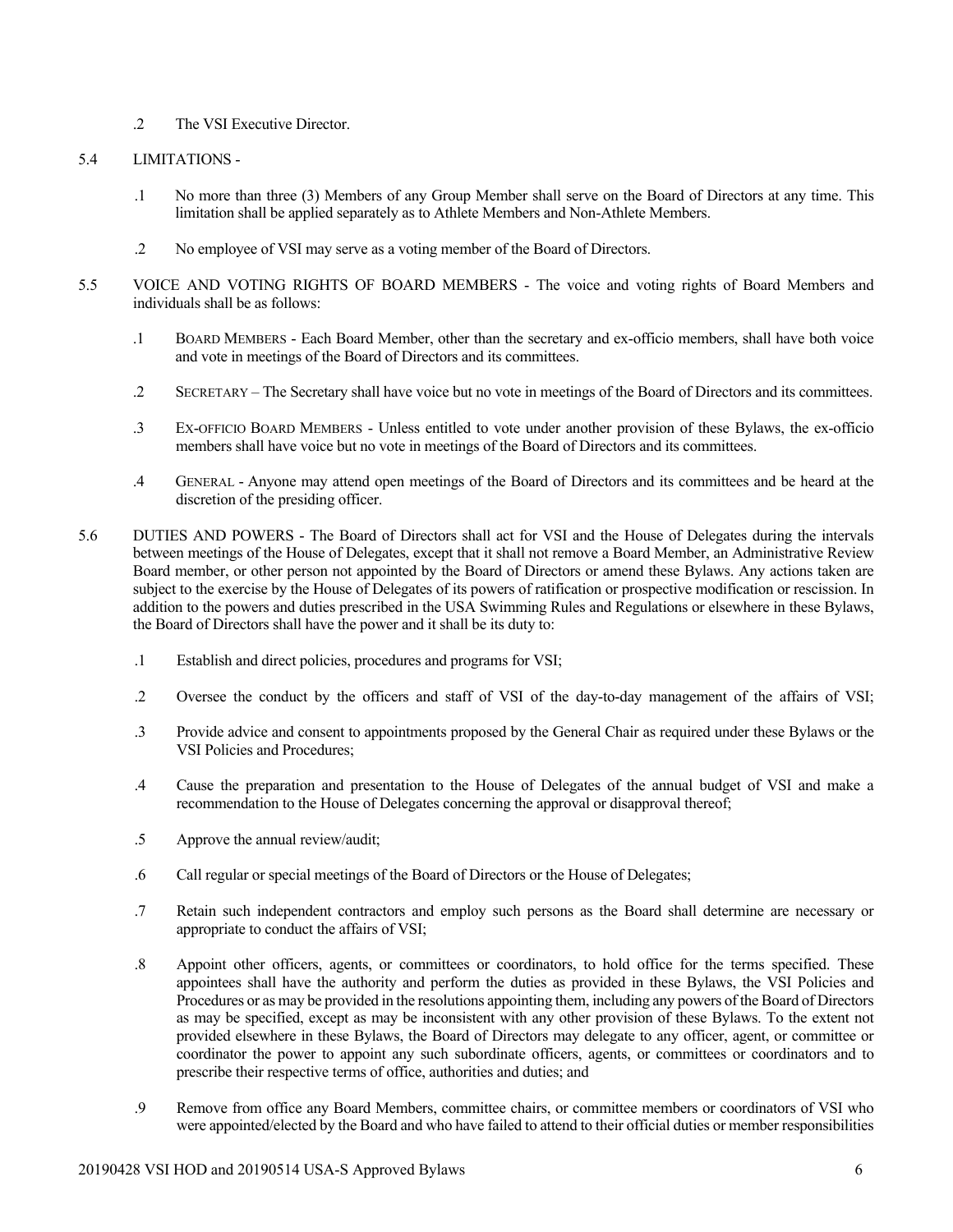.2 The VSI Executive Director.

5.4 LIMITATIONS -

.1 No more than three (3) Members of any Group Member shall serve on the Board of Directors at any time. This limitation shall be applied separately as to Athlete Members and Non-Athlete Members.

.2 No employee of VSI may serve as a voting member of the Board of Directors.

5.5 VOICE AND VOTING RIGHTS OF BOARD MEMBERS - The voice and voting rights of Board Members and individuals shall be as follows:

.1 BOARD MEMBERS - Each Board Member, other than the secretary and ex-officio members, shall have both voice and vote in meetings of the Board of Directors and its committees.

.2 SECRETARY – The Secretary shall have voice but no vote in meetings of the Board of Directors and its committees.

.3 EX-OFFICIO BOARD MEMBERS - Unless entitled to vote under another provision of these Bylaws, the ex-officio members shall have voice but no vote in meetings of the Board of Directors and its committees.

.4 GENERAL - Anyone may attend open meetings of the Board of Directors and its committees and be heard at the discretion of the presiding officer.

5.6 DUTIES AND POWERS - The Board of Directors shall act for VSI and the House of Delegates during the intervals between meetings of the House of Delegates, except that it shall not remove a Board Member, an Administrative Review Board member, or other person not appointed by the Board of Directors or amend these Bylaws. Any actions taken are subject to the exercise by the House of Delegates of its powers of ratification or prospective modification or rescission. In addition to the powers and duties prescribed in the USA Swimming Rules and Regulations or elsewhere in these Bylaws, the Board of Directors shall have the power and it shall be its duty to:

.1 Establish and direct policies, procedures and programs for VSI;

.2 Oversee the conduct by the officers and staff of VSI of the day-to-day management of the affairs of VSI;

.3 Provide advice and consent to appointments proposed by the General Chair as required under these Bylaws or the VSI Policies and Procedures;

.4 Cause the preparation and presentation to the House of Delegates of the annual budget of VSI and make a recommendation to the House of Delegates concerning the approval or disapproval thereof;

.5 Approve the annual review/audit;

.6 Call regular or special meetings of the Board of Directors or the House of Delegates;

.7 Retain such independent contractors and employ such persons as the Board shall determine are necessary or appropriate to conduct the affairs of VSI;

.8 Appoint other officers, agents, or committees or coordinators, to hold office for the terms specified. These appointees shall have the authority and perform the duties as provided in these Bylaws, the VSI Policies and Procedures or as may be provided in the resolutions appointing them, including any powers of the Board of Directors as may be specified, except as may be inconsistent with any other provision of these Bylaws. To the extent not provided elsewhere in these Bylaws, the Board of Directors may delegate to any officer, agent, or committee or coordinator the power to appoint any such subordinate officers, agents, or committees or coordinators and to prescribe their respective terms of office, authorities and duties; and

.9 Remove from office any Board Members, committee chairs, or committee members or coordinators of VSI who were appointed/elected by the Board and who have failed to attend to their official duties or member responsibilities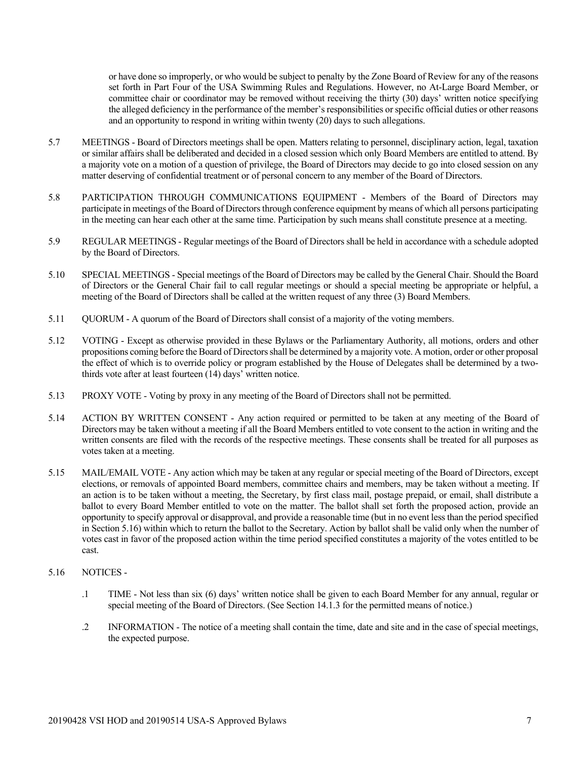or have done so improperly, or who would be subject to penalty by the Zone Board of Review for any of the reasons set forth in Part Four of the USA Swimming Rules and Regulations. However, no At-Large Board Member, or committee chair or coordinator may be removed without receiving the thirty (30) days' written notice specifying the alleged deficiency in the performance of the member's responsibilities or specific official duties or other reasons and an opportunity to respond in writing within twenty (20) days to such allegations.

5.7 MEETINGS - Board of Directors meetings shall be open. Matters relating to personnel, disciplinary action, legal, taxation or similar affairs shall be deliberated and decided in a closed session which only Board Members are entitled to attend. By a majority vote on a motion of a question of privilege, the Board of Directors may decide to go into closed session on any matter deserving of confidential treatment or of personal concern to any member of the Board of Directors.

5.8 PARTICIPATION THROUGH COMMUNICATIONS EQUIPMENT - Members of the Board of Directors may participate in meetings of the Board of Directors through conference equipment by means of which all persons participating in the meeting can hear each other at the same time. Participation by such means shall constitute presence at a meeting.

5.9 REGULAR MEETINGS - Regular meetings of the Board of Directors shall be held in accordance with a schedule adopted by the Board of Directors.

5.10 SPECIAL MEETINGS - Special meetings of the Board of Directors may be called by the General Chair. Should the Board of Directors or the General Chair fail to call regular meetings or should a special meeting be appropriate or helpful, a meeting of the Board of Directors shall be called at the written request of any three (3) Board Members.

5.11 QUORUM - A quorum of the Board of Directors shall consist of a majority of the voting members.

5.12 VOTING - Except as otherwise provided in these Bylaws or the Parliamentary Authority, all motions, orders and other propositions coming before the Board of Directors shall be determined by a majority vote. A motion, order or other proposal the effect of which is to override policy or program established by the House of Delegates shall be determined by a two-thirds vote after at least fourteen (14) days' written notice.

5.13 PROXY VOTE - Voting by proxy in any meeting of the Board of Directors shall not be permitted.

5.14 ACTION BY WRITTEN CONSENT - Any action required or permitted to be taken at any meeting of the Board of Directors may be taken without a meeting if all the Board Members entitled to vote consent to the action in writing and the written consents are filed with the records of the respective meetings. These consents shall be treated for all purposes as votes taken at a meeting.

5.15 MAIL/EMAIL VOTE - Any action which may be taken at any regular or special meeting of the Board of Directors, except elections, or removals of appointed Board members, committee chairs and members, may be taken without a meeting. If an action is to be taken without a meeting, the Secretary, by first class mail, postage prepaid, or email, shall distribute a ballot to every Board Member entitled to vote on the matter. The ballot shall set forth the proposed action, provide an opportunity to specify approval or disapproval, and provide a reasonable time (but in no event less than the period specified in Section 5.16) within which to return the ballot to the Secretary. Action by ballot shall be valid only when the number of votes cast in favor of the proposed action within the time period specified constitutes a majority of the votes entitled to be cast.

5.16 NOTICES -

.1 TIME - Not less than six (6) days' written notice shall be given to each Board Member for any annual, regular or special meeting of the Board of Directors. (See Section 14.1.3 for the permitted means of notice.)

.2 INFORMATION - The notice of a meeting shall contain the time, date and site and in the case of special meetings, the expected purpose.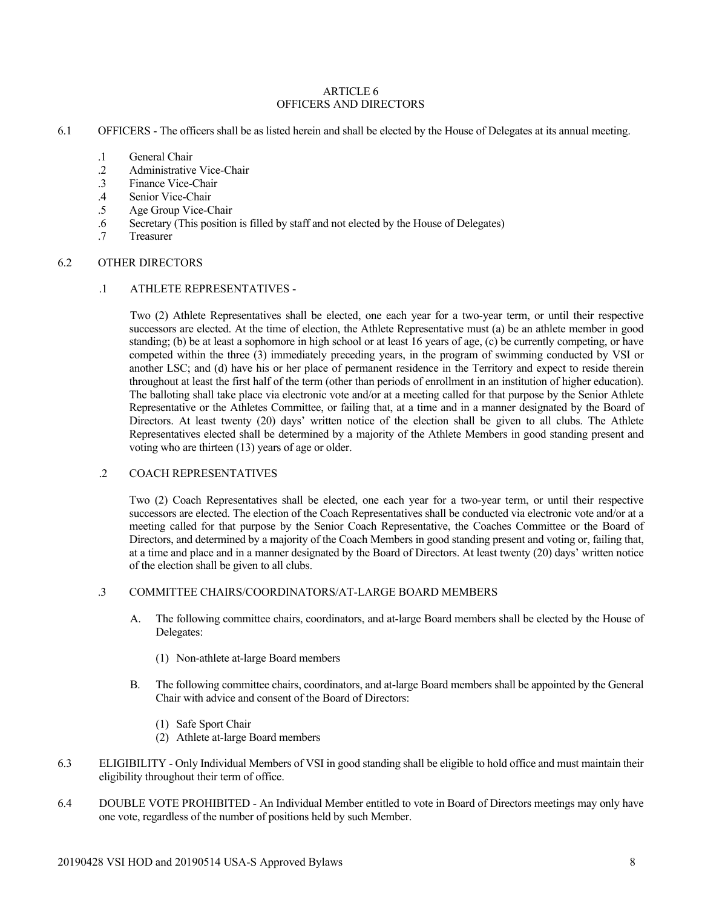# ARTICLE 6
# OFFICERS AND DIRECTORS

6.1 OFFICERS - The officers shall be as listed herein and shall be elected by the House of Delegates at its annual meeting.

- .1 General Chair
- .2 Administrative Vice-Chair
- .3 Finance Vice-Chair
- .4 Senior Vice-Chair
- .5 Age Group Vice-Chair
- .6 Secretary (This position is filled by staff and not elected by the House of Delegates)
- .7 Treasurer

6.2 OTHER DIRECTORS

.1 ATHLETE REPRESENTATIVES -

Two (2) Athlete Representatives shall be elected, one each year for a two-year term, or until their respective successors are elected. At the time of election, the Athlete Representative must (a) be an athlete member in good standing; (b) be at least a sophomore in high school or at least 16 years of age, (c) be currently competing, or have competed within the three (3) immediately preceding years, in the program of swimming conducted by VSI or another LSC; and (d) have his or her place of permanent residence in the Territory and expect to reside therein throughout at least the first half of the term (other than periods of enrollment in an institution of higher education). The balloting shall take place via electronic vote and/or at a meeting called for that purpose by the Senior Athlete Representative or the Athletes Committee, or failing that, at a time and in a manner designated by the Board of Directors. At least twenty (20) days' written notice of the election shall be given to all clubs. The Athlete Representatives elected shall be determined by a majority of the Athlete Members in good standing present and voting who are thirteen (13) years of age or older.

.2 COACH REPRESENTATIVES

Two (2) Coach Representatives shall be elected, one each year for a two-year term, or until their respective successors are elected. The election of the Coach Representatives shall be conducted via electronic vote and/or at a meeting called for that purpose by the Senior Coach Representative, the Coaches Committee or the Board of Directors, and determined by a majority of the Coach Members in good standing present and voting or, failing that, at a time and place and in a manner designated by the Board of Directors. At least twenty (20) days' written notice of the election shall be given to all clubs.

.3 COMMITTEE CHAIRS/COORDINATORS/AT-LARGE BOARD MEMBERS

A. The following committee chairs, coordinators, and at-large Board members shall be elected by the House of Delegates:

(1) Non-athlete at-large Board members

B. The following committee chairs, coordinators, and at-large Board members shall be appointed by the General Chair with advice and consent of the Board of Directors:

(1) Safe Sport Chair
(2) Athlete at-large Board members

6.3 ELIGIBILITY - Only Individual Members of VSI in good standing shall be eligible to hold office and must maintain their eligibility throughout their term of office.

6.4 DOUBLE VOTE PROHIBITED - An Individual Member entitled to vote in Board of Directors meetings may only have one vote, regardless of the number of positions held by such Member.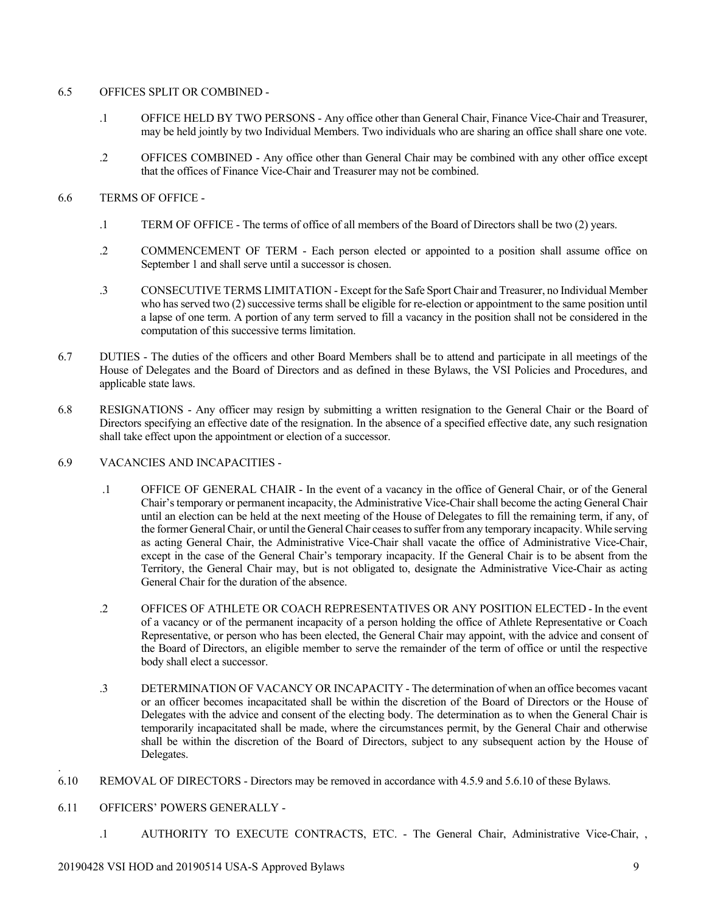6.5 OFFICES SPLIT OR COMBINED -

.1 OFFICE HELD BY TWO PERSONS - Any office other than General Chair, Finance Vice-Chair and Treasurer, may be held jointly by two Individual Members. Two individuals who are sharing an office shall share one vote.

.2 OFFICES COMBINED - Any office other than General Chair may be combined with any other office except that the offices of Finance Vice-Chair and Treasurer may not be combined.

6.6 TERMS OF OFFICE -

.1 TERM OF OFFICE - The terms of office of all members of the Board of Directors shall be two (2) years.

.2 COMMENCEMENT OF TERM - Each person elected or appointed to a position shall assume office on September 1 and shall serve until a successor is chosen.

.3 CONSECUTIVE TERMS LIMITATION - Except for the Safe Sport Chair and Treasurer, no Individual Member who has served two (2) successive terms shall be eligible for re-election or appointment to the same position until a lapse of one term. A portion of any term served to fill a vacancy in the position shall not be considered in the computation of this successive terms limitation.

6.7 DUTIES - The duties of the officers and other Board Members shall be to attend and participate in all meetings of the House of Delegates and the Board of Directors and as defined in these Bylaws, the VSI Policies and Procedures, and applicable state laws.

6.8 RESIGNATIONS - Any officer may resign by submitting a written resignation to the General Chair or the Board of Directors specifying an effective date of the resignation. In the absence of a specified effective date, any such resignation shall take effect upon the appointment or election of a successor.

6.9 VACANCIES AND INCAPACITIES -

.1 OFFICE OF GENERAL CHAIR - In the event of a vacancy in the office of General Chair, or of the General Chair's temporary or permanent incapacity, the Administrative Vice-Chair shall become the acting General Chair until an election can be held at the next meeting of the House of Delegates to fill the remaining term, if any, of the former General Chair, or until the General Chair ceases to suffer from any temporary incapacity. While serving as acting General Chair, the Administrative Vice-Chair shall vacate the office of Administrative Vice-Chair, except in the case of the General Chair's temporary incapacity. If the General Chair is to be absent from the Territory, the General Chair may, but is not obligated to, designate the Administrative Vice-Chair as acting General Chair for the duration of the absence.

.2 OFFICES OF ATHLETE OR COACH REPRESENTATIVES OR ANY POSITION ELECTED - In the event of a vacancy or of the permanent incapacity of a person holding the office of Athlete Representative or Coach Representative, or person who has been elected, the General Chair may appoint, with the advice and consent of the Board of Directors, an eligible member to serve the remainder of the term of office or until the respective body shall elect a successor.

.3 DETERMINATION OF VACANCY OR INCAPACITY - The determination of when an office becomes vacant or an officer becomes incapacitated shall be within the discretion of the Board of Directors or the House of Delegates with the advice and consent of the electing body. The determination as to when the General Chair is temporarily incapacitated shall be made, where the circumstances permit, by the General Chair and otherwise shall be within the discretion of the Board of Directors, subject to any subsequent action by the House of Delegates.

6.10 REMOVAL OF DIRECTORS - Directors may be removed in accordance with 4.5.9 and 5.6.10 of these Bylaws.

6.11 OFFICERS' POWERS GENERALLY -

.1 AUTHORITY TO EXECUTE CONTRACTS, ETC. - The General Chair, Administrative Vice-Chair, ,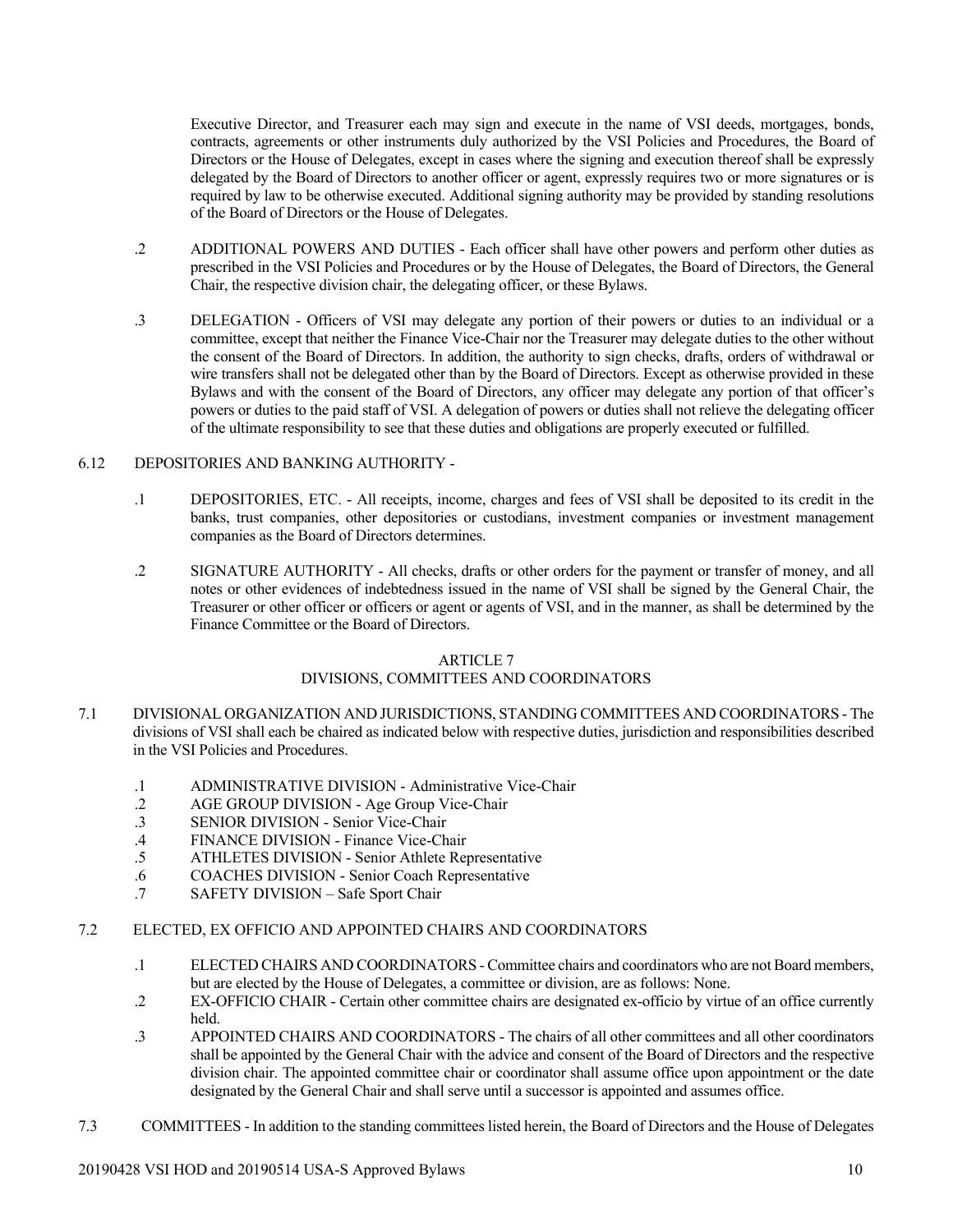Executive Director, and Treasurer each may sign and execute in the name of VSI deeds, mortgages, bonds, contracts, agreements or other instruments duly authorized by the VSI Policies and Procedures, the Board of Directors or the House of Delegates, except in cases where the signing and execution thereof shall be expressly delegated by the Board of Directors to another officer or agent, expressly requires two or more signatures or is required by law to be otherwise executed. Additional signing authority may be provided by standing resolutions of the Board of Directors or the House of Delegates.

.2 ADDITIONAL POWERS AND DUTIES - Each officer shall have other powers and perform other duties as prescribed in the VSI Policies and Procedures or by the House of Delegates, the Board of Directors, the General Chair, the respective division chair, the delegating officer, or these Bylaws.

.3 DELEGATION - Officers of VSI may delegate any portion of their powers or duties to an individual or a committee, except that neither the Finance Vice-Chair nor the Treasurer may delegate duties to the other without the consent of the Board of Directors. In addition, the authority to sign checks, drafts, orders of withdrawal or wire transfers shall not be delegated other than by the Board of Directors. Except as otherwise provided in these Bylaws and with the consent of the Board of Directors, any officer may delegate any portion of that officer's powers or duties to the paid staff of VSI. A delegation of powers or duties shall not relieve the delegating officer of the ultimate responsibility to see that these duties and obligations are properly executed or fulfilled.

6.12 DEPOSITORIES AND BANKING AUTHORITY -

.1 DEPOSITORIES, ETC. - All receipts, income, charges and fees of VSI shall be deposited to its credit in the banks, trust companies, other depositories or custodians, investment companies or investment management companies as the Board of Directors determines.

.2 SIGNATURE AUTHORITY - All checks, drafts or other orders for the payment or transfer of money, and all notes or other evidences of indebtedness issued in the name of VSI shall be signed by the General Chair, the Treasurer or other officer or officers or agent or agents of VSI, and in the manner, as shall be determined by the Finance Committee or the Board of Directors.

## ARTICLE 7
## DIVISIONS, COMMITTEES AND COORDINATORS

7.1 DIVISIONAL ORGANIZATION AND JURISDICTIONS, STANDING COMMITTEES AND COORDINATORS - The divisions of VSI shall each be chaired as indicated below with respective duties, jurisdiction and responsibilities described in the VSI Policies and Procedures.

.1 ADMINISTRATIVE DIVISION - Administrative Vice-Chair
.2 AGE GROUP DIVISION - Age Group Vice-Chair
.3 SENIOR DIVISION - Senior Vice-Chair
.4 FINANCE DIVISION - Finance Vice-Chair
.5 ATHLETES DIVISION - Senior Athlete Representative
.6 COACHES DIVISION - Senior Coach Representative
.7 SAFETY DIVISION – Safe Sport Chair

7.2 ELECTED, EX OFFICIO AND APPOINTED CHAIRS AND COORDINATORS

.1 ELECTED CHAIRS AND COORDINATORS - Committee chairs and coordinators who are not Board members, but are elected by the House of Delegates, a committee or division, are as follows: None.
.2 EX-OFFICIO CHAIR - Certain other committee chairs are designated ex-officio by virtue of an office currently held.
.3 APPOINTED CHAIRS AND COORDINATORS - The chairs of all other committees and all other coordinators shall be appointed by the General Chair with the advice and consent of the Board of Directors and the respective division chair. The appointed committee chair or coordinator shall assume office upon appointment or the date designated by the General Chair and shall serve until a successor is appointed and assumes office.

7.3 COMMITTEES - In addition to the standing committees listed herein, the Board of Directors and the House of Delegates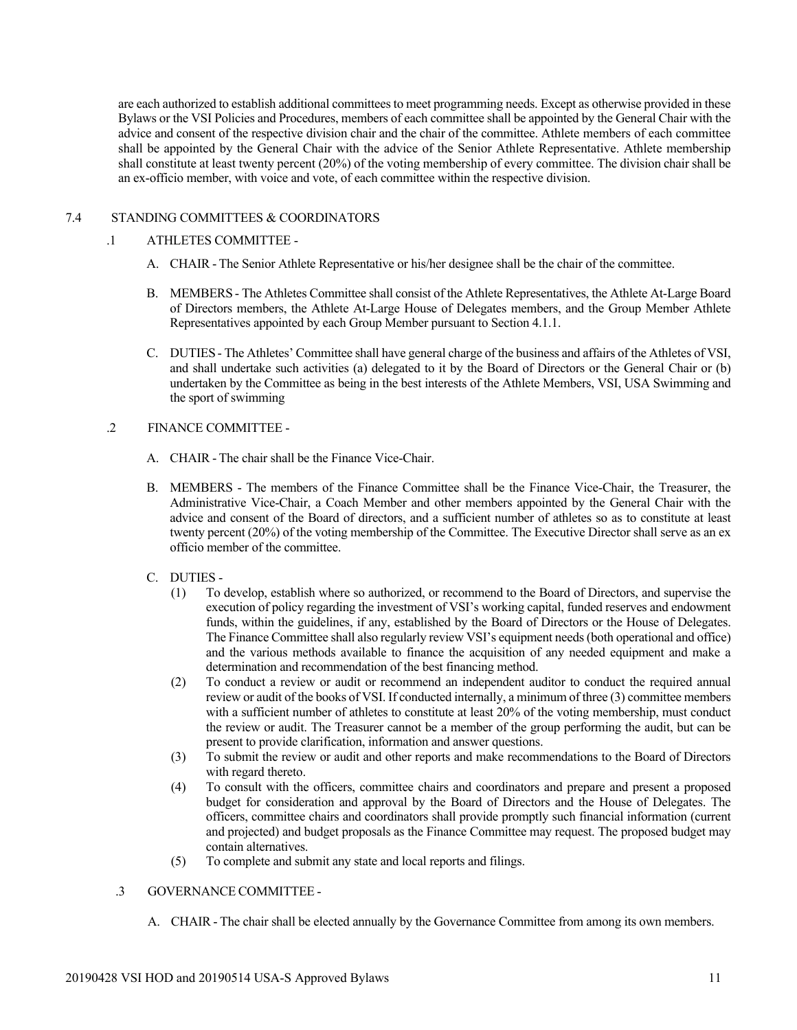are each authorized to establish additional committees to meet programming needs. Except as otherwise provided in these Bylaws or the VSI Policies and Procedures, members of each committee shall be appointed by the General Chair with the advice and consent of the respective division chair and the chair of the committee. Athlete members of each committee shall be appointed by the General Chair with the advice of the Senior Athlete Representative. Athlete membership shall constitute at least twenty percent (20%) of the voting membership of every committee. The division chair shall be an ex-officio member, with voice and vote, of each committee within the respective division.

7.4 STANDING COMMITTEES & COORDINATORS

.1 ATHLETES COMMITTEE -

A. CHAIR - The Senior Athlete Representative or his/her designee shall be the chair of the committee.

B. MEMBERS - The Athletes Committee shall consist of the Athlete Representatives, the Athlete At-Large Board of Directors members, the Athlete At-Large House of Delegates members, and the Group Member Athlete Representatives appointed by each Group Member pursuant to Section 4.1.1.

C. DUTIES - The Athletes' Committee shall have general charge of the business and affairs of the Athletes of VSI, and shall undertake such activities (a) delegated to it by the Board of Directors or the General Chair or (b) undertaken by the Committee as being in the best interests of the Athlete Members, VSI, USA Swimming and the sport of swimming

.2 FINANCE COMMITTEE -

A. CHAIR - The chair shall be the Finance Vice-Chair.

B. MEMBERS - The members of the Finance Committee shall be the Finance Vice-Chair, the Treasurer, the Administrative Vice-Chair, a Coach Member and other members appointed by the General Chair with the advice and consent of the Board of directors, and a sufficient number of athletes so as to constitute at least twenty percent (20%) of the voting membership of the Committee. The Executive Director shall serve as an ex officio member of the committee.

C. DUTIES -

(1) To develop, establish where so authorized, or recommend to the Board of Directors, and supervise the execution of policy regarding the investment of VSI's working capital, funded reserves and endowment funds, within the guidelines, if any, established by the Board of Directors or the House of Delegates. The Finance Committee shall also regularly review VSI's equipment needs (both operational and office) and the various methods available to finance the acquisition of any needed equipment and make a determination and recommendation of the best financing method.

(2) To conduct a review or audit or recommend an independent auditor to conduct the required annual review or audit of the books of VSI. If conducted internally, a minimum of three (3) committee members with a sufficient number of athletes to constitute at least 20% of the voting membership, must conduct the review or audit. The Treasurer cannot be a member of the group performing the audit, but can be present to provide clarification, information and answer questions.

(3) To submit the review or audit and other reports and make recommendations to the Board of Directors with regard thereto.

(4) To consult with the officers, committee chairs and coordinators and prepare and present a proposed budget for consideration and approval by the Board of Directors and the House of Delegates. The officers, committee chairs and coordinators shall provide promptly such financial information (current and projected) and budget proposals as the Finance Committee may request. The proposed budget may contain alternatives.

(5) To complete and submit any state and local reports and filings.

.3 GOVERNANCE COMMITTEE -

A. CHAIR - The chair shall be elected annually by the Governance Committee from among its own members.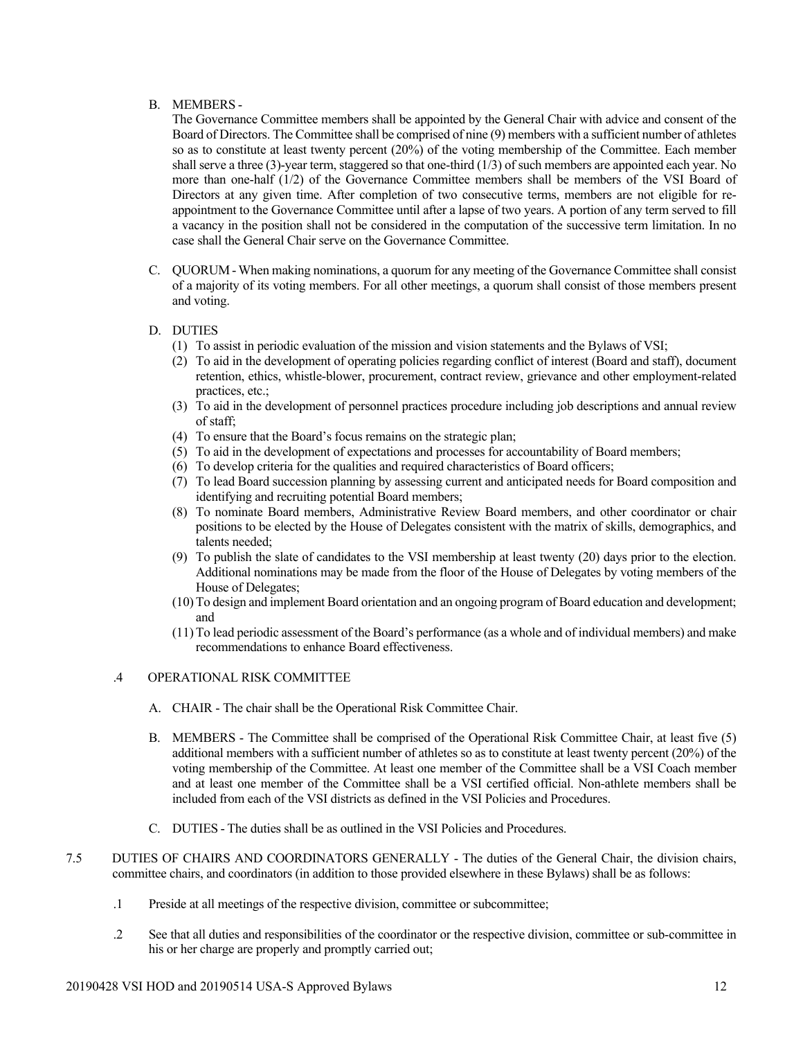B. MEMBERS -

The Governance Committee members shall be appointed by the General Chair with advice and consent of the Board of Directors. The Committee shall be comprised of nine (9) members with a sufficient number of athletes so as to constitute at least twenty percent (20%) of the voting membership of the Committee. Each member shall serve a three (3)-year term, staggered so that one-third (1/3) of such members are appointed each year. No more than one-half (1/2) of the Governance Committee members shall be members of the VSI Board of Directors at any given time. After completion of two consecutive terms, members are not eligible for re-appointment to the Governance Committee until after a lapse of two years. A portion of any term served to fill a vacancy in the position shall not be considered in the computation of the successive term limitation. In no case shall the General Chair serve on the Governance Committee.

C. QUORUM - When making nominations, a quorum for any meeting of the Governance Committee shall consist of a majority of its voting members. For all other meetings, a quorum shall consist of those members present and voting.

D. DUTIES

(1) To assist in periodic evaluation of the mission and vision statements and the Bylaws of VSI;
(2) To aid in the development of operating policies regarding conflict of interest (Board and staff), document retention, ethics, whistle-blower, procurement, contract review, grievance and other employment-related practices, etc.;
(3) To aid in the development of personnel practices procedure including job descriptions and annual review of staff;
(4) To ensure that the Board's focus remains on the strategic plan;
(5) To aid in the development of expectations and processes for accountability of Board members;
(6) To develop criteria for the qualities and required characteristics of Board officers;
(7) To lead Board succession planning by assessing current and anticipated needs for Board composition and identifying and recruiting potential Board members;
(8) To nominate Board members, Administrative Review Board members, and other coordinator or chair positions to be elected by the House of Delegates consistent with the matrix of skills, demographics, and talents needed;
(9) To publish the slate of candidates to the VSI membership at least twenty (20) days prior to the election. Additional nominations may be made from the floor of the House of Delegates by voting members of the House of Delegates;
(10) To design and implement Board orientation and an ongoing program of Board education and development; and
(11) To lead periodic assessment of the Board's performance (as a whole and of individual members) and make recommendations to enhance Board effectiveness.

.4 OPERATIONAL RISK COMMITTEE

A. CHAIR - The chair shall be the Operational Risk Committee Chair.

B. MEMBERS - The Committee shall be comprised of the Operational Risk Committee Chair, at least five (5) additional members with a sufficient number of athletes so as to constitute at least twenty percent (20%) of the voting membership of the Committee. At least one member of the Committee shall be a VSI Coach member and at least one member of the Committee shall be a VSI certified official. Non-athlete members shall be included from each of the VSI districts as defined in the VSI Policies and Procedures.

C. DUTIES - The duties shall be as outlined in the VSI Policies and Procedures.

7.5 DUTIES OF CHAIRS AND COORDINATORS GENERALLY - The duties of the General Chair, the division chairs, committee chairs, and coordinators (in addition to those provided elsewhere in these Bylaws) shall be as follows:

.1 Preside at all meetings of the respective division, committee or subcommittee;

.2 See that all duties and responsibilities of the coordinator or the respective division, committee or sub-committee in his or her charge are properly and promptly carried out;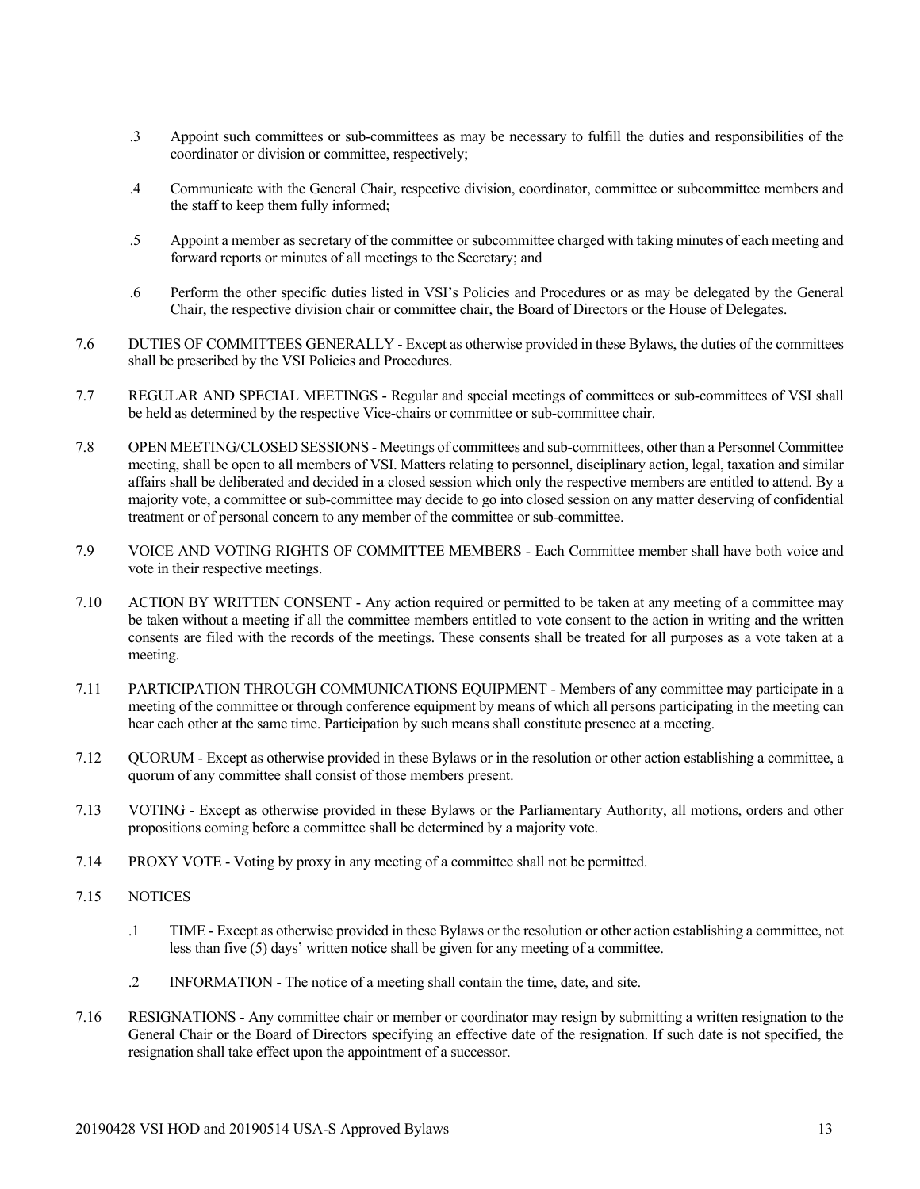.3 Appoint such committees or sub-committees as may be necessary to fulfill the duties and responsibilities of the coordinator or division or committee, respectively;

.4 Communicate with the General Chair, respective division, coordinator, committee or subcommittee members and the staff to keep them fully informed;

.5 Appoint a member as secretary of the committee or subcommittee charged with taking minutes of each meeting and forward reports or minutes of all meetings to the Secretary; and

.6 Perform the other specific duties listed in VSI's Policies and Procedures or as may be delegated by the General Chair, the respective division chair or committee chair, the Board of Directors or the House of Delegates.

7.6 DUTIES OF COMMITTEES GENERALLY - Except as otherwise provided in these Bylaws, the duties of the committees shall be prescribed by the VSI Policies and Procedures.

7.7 REGULAR AND SPECIAL MEETINGS - Regular and special meetings of committees or sub-committees of VSI shall be held as determined by the respective Vice-chairs or committee or sub-committee chair.

7.8 OPEN MEETING/CLOSED SESSIONS - Meetings of committees and sub-committees, other than a Personnel Committee meeting, shall be open to all members of VSI. Matters relating to personnel, disciplinary action, legal, taxation and similar affairs shall be deliberated and decided in a closed session which only the respective members are entitled to attend. By a majority vote, a committee or sub-committee may decide to go into closed session on any matter deserving of confidential treatment or of personal concern to any member of the committee or sub-committee.

7.9 VOICE AND VOTING RIGHTS OF COMMITTEE MEMBERS - Each Committee member shall have both voice and vote in their respective meetings.

7.10 ACTION BY WRITTEN CONSENT - Any action required or permitted to be taken at any meeting of a committee may be taken without a meeting if all the committee members entitled to vote consent to the action in writing and the written consents are filed with the records of the meetings. These consents shall be treated for all purposes as a vote taken at a meeting.

7.11 PARTICIPATION THROUGH COMMUNICATIONS EQUIPMENT - Members of any committee may participate in a meeting of the committee or through conference equipment by means of which all persons participating in the meeting can hear each other at the same time. Participation by such means shall constitute presence at a meeting.

7.12 QUORUM - Except as otherwise provided in these Bylaws or in the resolution or other action establishing a committee, a quorum of any committee shall consist of those members present.

7.13 VOTING - Except as otherwise provided in these Bylaws or the Parliamentary Authority, all motions, orders and other propositions coming before a committee shall be determined by a majority vote.

7.14 PROXY VOTE - Voting by proxy in any meeting of a committee shall not be permitted.

7.15 NOTICES

.1 TIME - Except as otherwise provided in these Bylaws or the resolution or other action establishing a committee, not less than five (5) days' written notice shall be given for any meeting of a committee.

.2 INFORMATION - The notice of a meeting shall contain the time, date, and site.

7.16 RESIGNATIONS - Any committee chair or member or coordinator may resign by submitting a written resignation to the General Chair or the Board of Directors specifying an effective date of the resignation. If such date is not specified, the resignation shall take effect upon the appointment of a successor.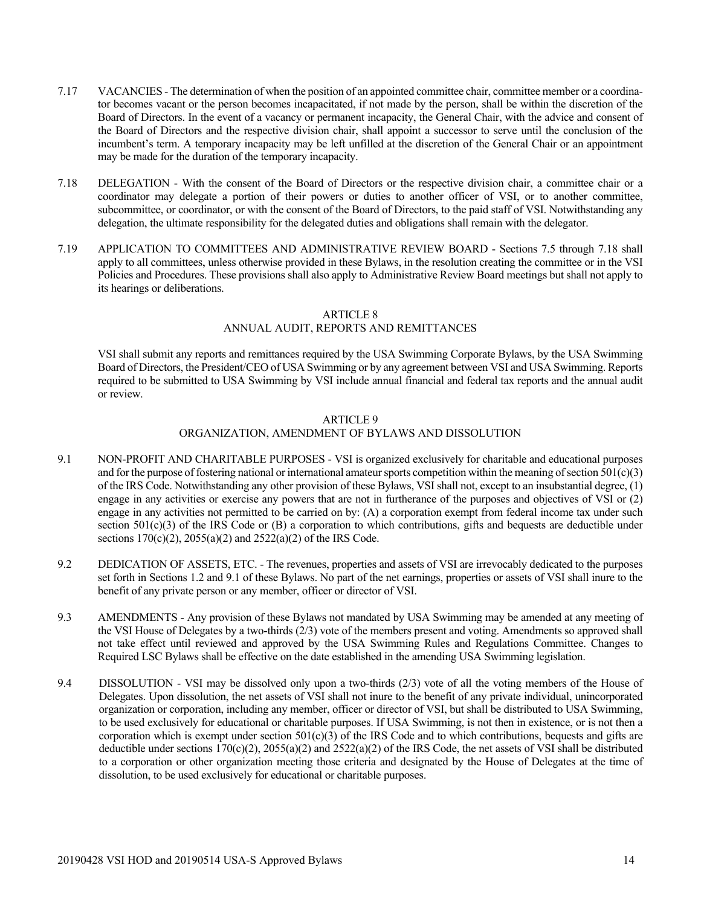7.17 VACANCIES - The determination of when the position of an appointed committee chair, committee member or a coordinator becomes vacant or the person becomes incapacitated, if not made by the person, shall be within the discretion of the Board of Directors. In the event of a vacancy or permanent incapacity, the General Chair, with the advice and consent of the Board of Directors and the respective division chair, shall appoint a successor to serve until the conclusion of the incumbent's term. A temporary incapacity may be left unfilled at the discretion of the General Chair or an appointment may be made for the duration of the temporary incapacity.

7.18 DELEGATION - With the consent of the Board of Directors or the respective division chair, a committee chair or a coordinator may delegate a portion of their powers or duties to another officer of VSI, or to another committee, subcommittee, or coordinator, or with the consent of the Board of Directors, to the paid staff of VSI. Notwithstanding any delegation, the ultimate responsibility for the delegated duties and obligations shall remain with the delegator.

7.19 APPLICATION TO COMMITTEES AND ADMINISTRATIVE REVIEW BOARD - Sections 7.5 through 7.18 shall apply to all committees, unless otherwise provided in these Bylaws, in the resolution creating the committee or in the VSI Policies and Procedures. These provisions shall also apply to Administrative Review Board meetings but shall not apply to its hearings or deliberations.

## ARTICLE 8
## ANNUAL AUDIT, REPORTS AND REMITTANCES

VSI shall submit any reports and remittances required by the USA Swimming Corporate Bylaws, by the USA Swimming Board of Directors, the President/CEO of USA Swimming or by any agreement between VSI and USA Swimming. Reports required to be submitted to USA Swimming by VSI include annual financial and federal tax reports and the annual audit or review.

## ARTICLE 9
## ORGANIZATION, AMENDMENT OF BYLAWS AND DISSOLUTION

9.1 NON-PROFIT AND CHARITABLE PURPOSES - VSI is organized exclusively for charitable and educational purposes and for the purpose of fostering national or international amateur sports competition within the meaning of section 501(c)(3) of the IRS Code. Notwithstanding any other provision of these Bylaws, VSI shall not, except to an insubstantial degree, (1) engage in any activities or exercise any powers that are not in furtherance of the purposes and objectives of VSI or (2) engage in any activities not permitted to be carried on by: (A) a corporation exempt from federal income tax under such section 501(c)(3) of the IRS Code or (B) a corporation to which contributions, gifts and bequests are deductible under sections 170(c)(2), 2055(a)(2) and 2522(a)(2) of the IRS Code.

9.2 DEDICATION OF ASSETS, ETC. - The revenues, properties and assets of VSI are irrevocably dedicated to the purposes set forth in Sections 1.2 and 9.1 of these Bylaws. No part of the net earnings, properties or assets of VSI shall inure to the benefit of any private person or any member, officer or director of VSI.

9.3 AMENDMENTS - Any provision of these Bylaws not mandated by USA Swimming may be amended at any meeting of the VSI House of Delegates by a two-thirds (2/3) vote of the members present and voting. Amendments so approved shall not take effect until reviewed and approved by the USA Swimming Rules and Regulations Committee. Changes to Required LSC Bylaws shall be effective on the date established in the amending USA Swimming legislation.

9.4 DISSOLUTION - VSI may be dissolved only upon a two-thirds (2/3) vote of all the voting members of the House of Delegates. Upon dissolution, the net assets of VSI shall not inure to the benefit of any private individual, unincorporated organization or corporation, including any member, officer or director of VSI, but shall be distributed to USA Swimming, to be used exclusively for educational or charitable purposes. If USA Swimming, is not then in existence, or is not then a corporation which is exempt under section 501(c)(3) of the IRS Code and to which contributions, bequests and gifts are deductible under sections 170(c)(2), 2055(a)(2) and 2522(a)(2) of the IRS Code, the net assets of VSI shall be distributed to a corporation or other organization meeting those criteria and designated by the House of Delegates at the time of dissolution, to be used exclusively for educational or charitable purposes.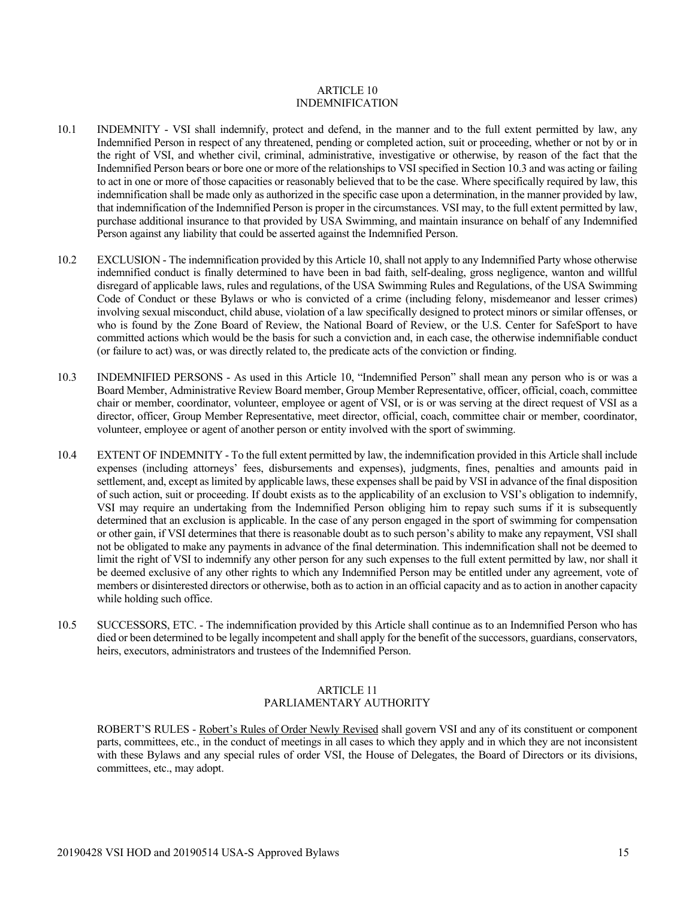## ARTICLE 10
## INDEMNIFICATION

10.1 INDEMNITY - VSI shall indemnify, protect and defend, in the manner and to the full extent permitted by law, any Indemnified Person in respect of any threatened, pending or completed action, suit or proceeding, whether or not by or in the right of VSI, and whether civil, criminal, administrative, investigative or otherwise, by reason of the fact that the Indemnified Person bears or bore one or more of the relationships to VSI specified in Section 10.3 and was acting or failing to act in one or more of those capacities or reasonably believed that to be the case. Where specifically required by law, this indemnification shall be made only as authorized in the specific case upon a determination, in the manner provided by law, that indemnification of the Indemnified Person is proper in the circumstances. VSI may, to the full extent permitted by law, purchase additional insurance to that provided by USA Swimming, and maintain insurance on behalf of any Indemnified Person against any liability that could be asserted against the Indemnified Person.

10.2 EXCLUSION - The indemnification provided by this Article 10, shall not apply to any Indemnified Party whose otherwise indemnified conduct is finally determined to have been in bad faith, self-dealing, gross negligence, wanton and willful disregard of applicable laws, rules and regulations, of the USA Swimming Rules and Regulations, of the USA Swimming Code of Conduct or these Bylaws or who is convicted of a crime (including felony, misdemeanor and lesser crimes) involving sexual misconduct, child abuse, violation of a law specifically designed to protect minors or similar offenses, or who is found by the Zone Board of Review, the National Board of Review, or the U.S. Center for SafeSport to have committed actions which would be the basis for such a conviction and, in each case, the otherwise indemnifiable conduct (or failure to act) was, or was directly related to, the predicate acts of the conviction or finding.

10.3 INDEMNIFIED PERSONS - As used in this Article 10, "Indemnified Person" shall mean any person who is or was a Board Member, Administrative Review Board member, Group Member Representative, officer, official, coach, committee chair or member, coordinator, volunteer, employee or agent of VSI, or is or was serving at the direct request of VSI as a director, officer, Group Member Representative, meet director, official, coach, committee chair or member, coordinator, volunteer, employee or agent of another person or entity involved with the sport of swimming.

10.4 EXTENT OF INDEMNITY - To the full extent permitted by law, the indemnification provided in this Article shall include expenses (including attorneys' fees, disbursements and expenses), judgments, fines, penalties and amounts paid in settlement, and, except as limited by applicable laws, these expenses shall be paid by VSI in advance of the final disposition of such action, suit or proceeding. If doubt exists as to the applicability of an exclusion to VSI's obligation to indemnify, VSI may require an undertaking from the Indemnified Person obliging him to repay such sums if it is subsequently determined that an exclusion is applicable. In the case of any person engaged in the sport of swimming for compensation or other gain, if VSI determines that there is reasonable doubt as to such person's ability to make any repayment, VSI shall not be obligated to make any payments in advance of the final determination. This indemnification shall not be deemed to limit the right of VSI to indemnify any other person for any such expenses to the full extent permitted by law, nor shall it be deemed exclusive of any other rights to which any Indemnified Person may be entitled under any agreement, vote of members or disinterested directors or otherwise, both as to action in an official capacity and as to action in another capacity while holding such office.

10.5 SUCCESSORS, ETC. - The indemnification provided by this Article shall continue as to an Indemnified Person who has died or been determined to be legally incompetent and shall apply for the benefit of the successors, guardians, conservators, heirs, executors, administrators and trustees of the Indemnified Person.

## ARTICLE 11
## PARLIAMENTARY AUTHORITY

ROBERT'S RULES - Robert's Rules of Order Newly Revised shall govern VSI and any of its constituent or component parts, committees, etc., in the conduct of meetings in all cases to which they apply and in which they are not inconsistent with these Bylaws and any special rules of order VSI, the House of Delegates, the Board of Directors or its divisions, committees, etc., may adopt.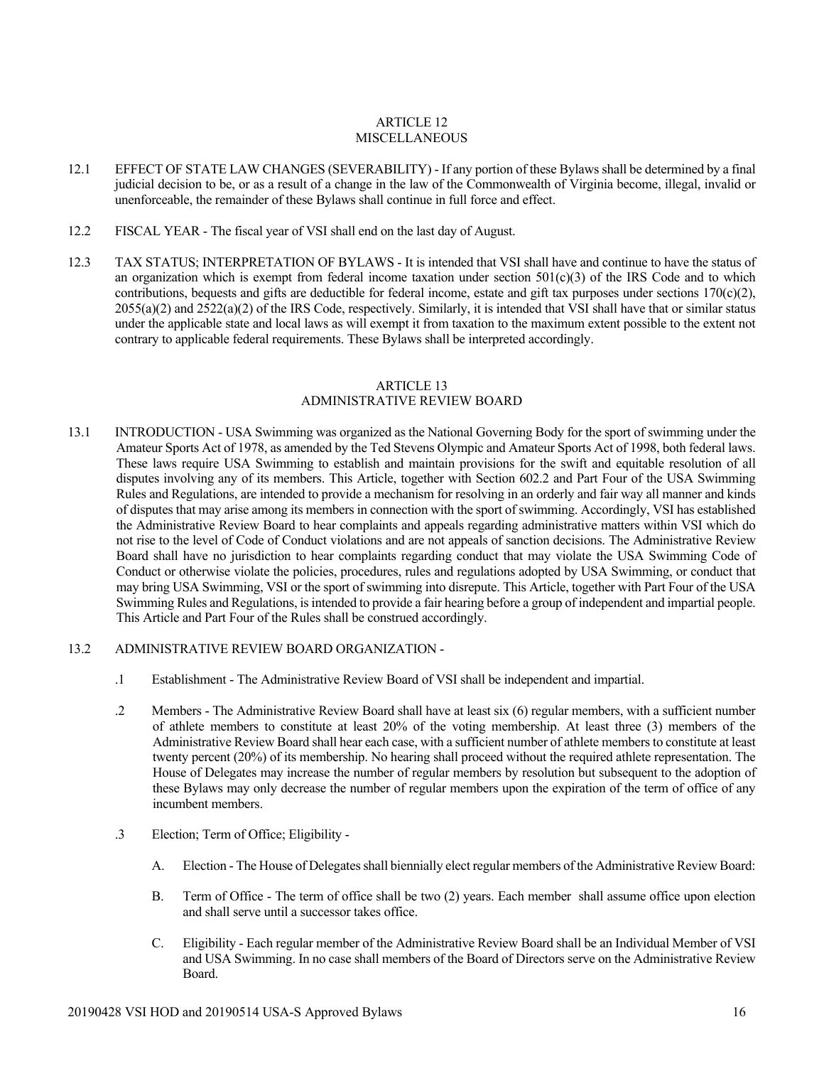## ARTICLE 12
## MISCELLANEOUS

12.1 EFFECT OF STATE LAW CHANGES (SEVERABILITY) - If any portion of these Bylaws shall be determined by a final judicial decision to be, or as a result of a change in the law of the Commonwealth of Virginia become, illegal, invalid or unenforceable, the remainder of these Bylaws shall continue in full force and effect.

12.2 FISCAL YEAR - The fiscal year of VSI shall end on the last day of August.

12.3 TAX STATUS; INTERPRETATION OF BYLAWS - It is intended that VSI shall have and continue to have the status of an organization which is exempt from federal income taxation under section 501(c)(3) of the IRS Code and to which contributions, bequests and gifts are deductible for federal income, estate and gift tax purposes under sections 170(c)(2), 2055(a)(2) and 2522(a)(2) of the IRS Code, respectively. Similarly, it is intended that VSI shall have that or similar status under the applicable state and local laws as will exempt it from taxation to the maximum extent possible to the extent not contrary to applicable federal requirements. These Bylaws shall be interpreted accordingly.

## ARTICLE 13
## ADMINISTRATIVE REVIEW BOARD

13.1 INTRODUCTION - USA Swimming was organized as the National Governing Body for the sport of swimming under the Amateur Sports Act of 1978, as amended by the Ted Stevens Olympic and Amateur Sports Act of 1998, both federal laws. These laws require USA Swimming to establish and maintain provisions for the swift and equitable resolution of all disputes involving any of its members. This Article, together with Section 602.2 and Part Four of the USA Swimming Rules and Regulations, are intended to provide a mechanism for resolving in an orderly and fair way all manner and kinds of disputes that may arise among its members in connection with the sport of swimming. Accordingly, VSI has established the Administrative Review Board to hear complaints and appeals regarding administrative matters within VSI which do not rise to the level of Code of Conduct violations and are not appeals of sanction decisions. The Administrative Review Board shall have no jurisdiction to hear complaints regarding conduct that may violate the USA Swimming Code of Conduct or otherwise violate the policies, procedures, rules and regulations adopted by USA Swimming, or conduct that may bring USA Swimming, VSI or the sport of swimming into disrepute. This Article, together with Part Four of the USA Swimming Rules and Regulations, is intended to provide a fair hearing before a group of independent and impartial people. This Article and Part Four of the Rules shall be construed accordingly.

13.2 ADMINISTRATIVE REVIEW BOARD ORGANIZATION -

.1 Establishment - The Administrative Review Board of VSI shall be independent and impartial.

.2 Members - The Administrative Review Board shall have at least six (6) regular members, with a sufficient number of athlete members to constitute at least 20% of the voting membership. At least three (3) members of the Administrative Review Board shall hear each case, with a sufficient number of athlete members to constitute at least twenty percent (20%) of its membership. No hearing shall proceed without the required athlete representation. The House of Delegates may increase the number of regular members by resolution but subsequent to the adoption of these Bylaws may only decrease the number of regular members upon the expiration of the term of office of any incumbent members.

.3 Election; Term of Office; Eligibility -

A. Election - The House of Delegates shall biennially elect regular members of the Administrative Review Board:

B. Term of Office - The term of office shall be two (2) years. Each member shall assume office upon election and shall serve until a successor takes office.

C. Eligibility - Each regular member of the Administrative Review Board shall be an Individual Member of VSI and USA Swimming. In no case shall members of the Board of Directors serve on the Administrative Review Board.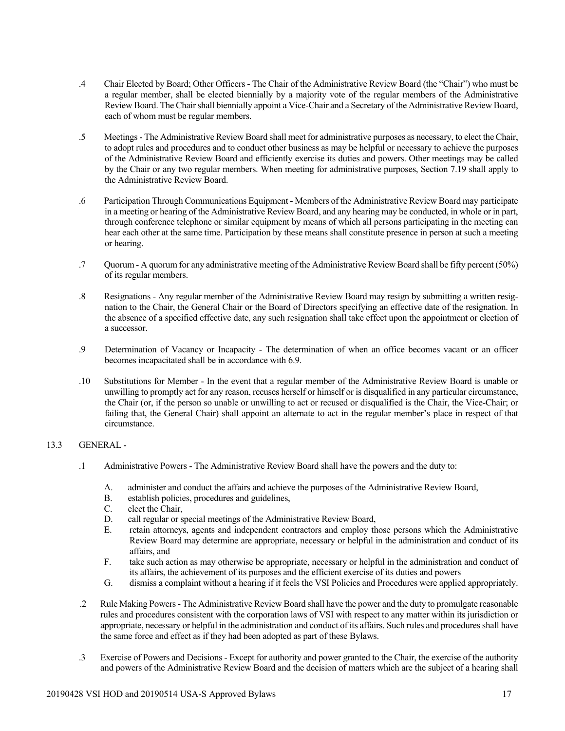.4 Chair Elected by Board; Other Officers - The Chair of the Administrative Review Board (the "Chair") who must be a regular member, shall be elected biennially by a majority vote of the regular members of the Administrative Review Board. The Chair shall biennially appoint a Vice-Chair and a Secretary of the Administrative Review Board, each of whom must be regular members.

.5 Meetings - The Administrative Review Board shall meet for administrative purposes as necessary, to elect the Chair, to adopt rules and procedures and to conduct other business as may be helpful or necessary to achieve the purposes of the Administrative Review Board and efficiently exercise its duties and powers. Other meetings may be called by the Chair or any two regular members. When meeting for administrative purposes, Section 7.19 shall apply to the Administrative Review Board.

.6 Participation Through Communications Equipment - Members of the Administrative Review Board may participate in a meeting or hearing of the Administrative Review Board, and any hearing may be conducted, in whole or in part, through conference telephone or similar equipment by means of which all persons participating in the meeting can hear each other at the same time. Participation by these means shall constitute presence in person at such a meeting or hearing.

.7 Quorum - A quorum for any administrative meeting of the Administrative Review Board shall be fifty percent (50%) of its regular members.

.8 Resignations - Any regular member of the Administrative Review Board may resign by submitting a written resignation to the Chair, the General Chair or the Board of Directors specifying an effective date of the resignation. In the absence of a specified effective date, any such resignation shall take effect upon the appointment or election of a successor.

.9 Determination of Vacancy or Incapacity - The determination of when an office becomes vacant or an officer becomes incapacitated shall be in accordance with 6.9.

.10 Substitutions for Member - In the event that a regular member of the Administrative Review Board is unable or unwilling to promptly act for any reason, recuses herself or himself or is disqualified in any particular circumstance, the Chair (or, if the person so unable or unwilling to act or recused or disqualified is the Chair, the Vice-Chair; or failing that, the General Chair) shall appoint an alternate to act in the regular member's place in respect of that circumstance.

13.3 GENERAL -

.1 Administrative Powers - The Administrative Review Board shall have the powers and the duty to:

A. administer and conduct the affairs and achieve the purposes of the Administrative Review Board,
B. establish policies, procedures and guidelines,
C. elect the Chair,
D. call regular or special meetings of the Administrative Review Board,
E. retain attorneys, agents and independent contractors and employ those persons which the Administrative Review Board may determine are appropriate, necessary or helpful in the administration and conduct of its affairs, and
F. take such action as may otherwise be appropriate, necessary or helpful in the administration and conduct of its affairs, the achievement of its purposes and the efficient exercise of its duties and powers
G. dismiss a complaint without a hearing if it feels the VSI Policies and Procedures were applied appropriately.

.2 Rule Making Powers - The Administrative Review Board shall have the power and the duty to promulgate reasonable rules and procedures consistent with the corporation laws of VSI with respect to any matter within its jurisdiction or appropriate, necessary or helpful in the administration and conduct of its affairs. Such rules and procedures shall have the same force and effect as if they had been adopted as part of these Bylaws.

.3 Exercise of Powers and Decisions - Except for authority and power granted to the Chair, the exercise of the authority and powers of the Administrative Review Board and the decision of matters which are the subject of a hearing shall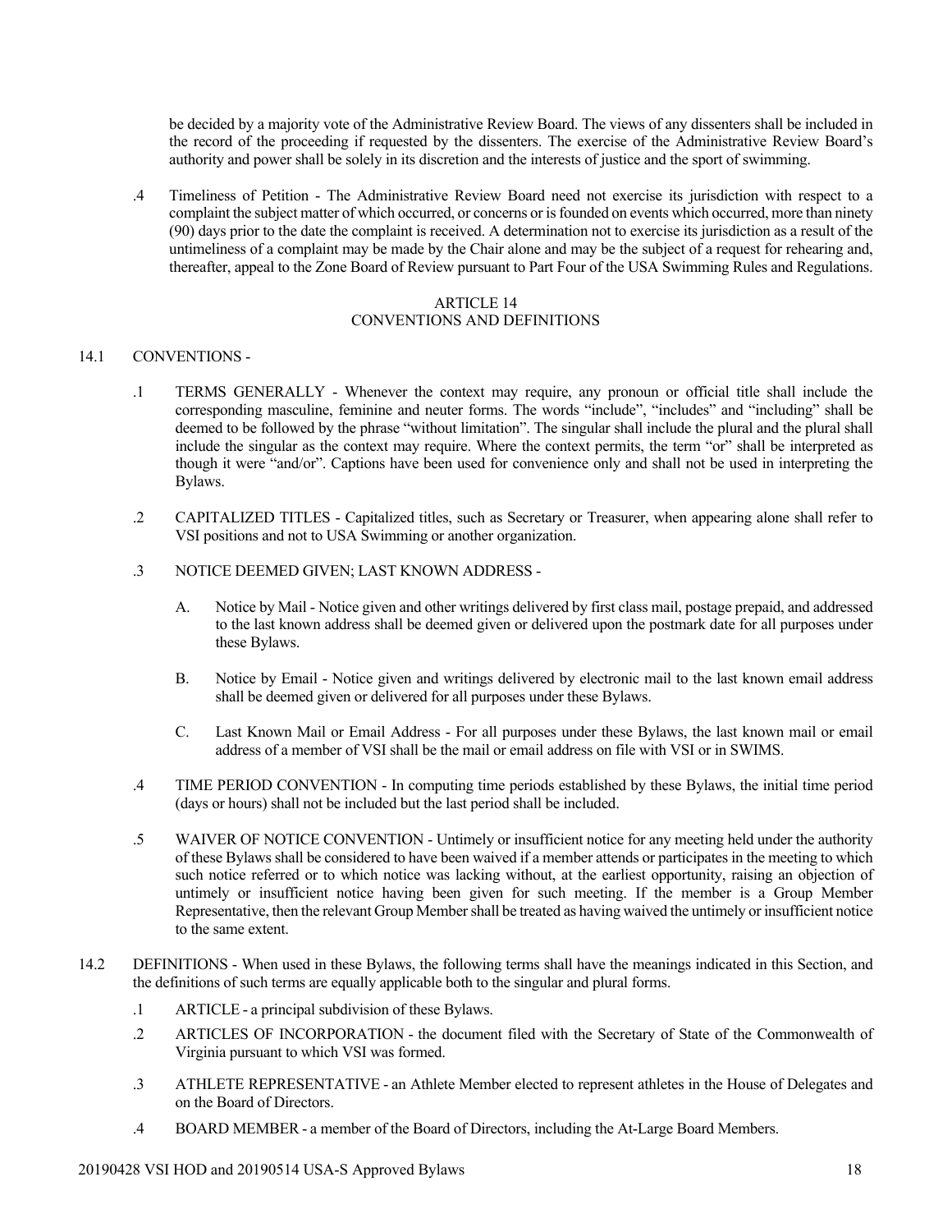be decided by a majority vote of the Administrative Review Board. The views of any dissenters shall be included in the record of the proceeding if requested by the dissenters. The exercise of the Administrative Review Board's authority and power shall be solely in its discretion and the interests of justice and the sport of swimming.

.4 Timeliness of Petition - The Administrative Review Board need not exercise its jurisdiction with respect to a complaint the subject matter of which occurred, or concerns or is founded on events which occurred, more than ninety (90) days prior to the date the complaint is received. A determination not to exercise its jurisdiction as a result of the untimeliness of a complaint may be made by the Chair alone and may be the subject of a request for rehearing and, thereafter, appeal to the Zone Board of Review pursuant to Part Four of the USA Swimming Rules and Regulations.

## ARTICLE 14
## CONVENTIONS AND DEFINITIONS

14.1 CONVENTIONS -

.1 TERMS GENERALLY - Whenever the context may require, any pronoun or official title shall include the corresponding masculine, feminine and neuter forms. The words "include", "includes" and "including" shall be deemed to be followed by the phrase "without limitation". The singular shall include the plural and the plural shall include the singular as the context may require. Where the context permits, the term "or" shall be interpreted as though it were "and/or". Captions have been used for convenience only and shall not be used in interpreting the Bylaws.

.2 CAPITALIZED TITLES - Capitalized titles, such as Secretary or Treasurer, when appearing alone shall refer to VSI positions and not to USA Swimming or another organization.

.3 NOTICE DEEMED GIVEN; LAST KNOWN ADDRESS -

A. Notice by Mail - Notice given and other writings delivered by first class mail, postage prepaid, and addressed to the last known address shall be deemed given or delivered upon the postmark date for all purposes under these Bylaws.

B. Notice by Email - Notice given and writings delivered by electronic mail to the last known email address shall be deemed given or delivered for all purposes under these Bylaws.

C. Last Known Mail or Email Address - For all purposes under these Bylaws, the last known mail or email address of a member of VSI shall be the mail or email address on file with VSI or in SWIMS.

.4 TIME PERIOD CONVENTION - In computing time periods established by these Bylaws, the initial time period (days or hours) shall not be included but the last period shall be included.

.5 WAIVER OF NOTICE CONVENTION - Untimely or insufficient notice for any meeting held under the authority of these Bylaws shall be considered to have been waived if a member attends or participates in the meeting to which such notice referred or to which notice was lacking without, at the earliest opportunity, raising an objection of untimely or insufficient notice having been given for such meeting. If the member is a Group Member Representative, then the relevant Group Member shall be treated as having waived the untimely or insufficient notice to the same extent.

14.2 DEFINITIONS - When used in these Bylaws, the following terms shall have the meanings indicated in this Section, and the definitions of such terms are equally applicable both to the singular and plural forms.

.1 ARTICLE - a principal subdivision of these Bylaws.

.2 ARTICLES OF INCORPORATION - the document filed with the Secretary of State of the Commonwealth of Virginia pursuant to which VSI was formed.

.3 ATHLETE REPRESENTATIVE - an Athlete Member elected to represent athletes in the House of Delegates and on the Board of Directors.

.4 BOARD MEMBER - a member of the Board of Directors, including the At-Large Board Members.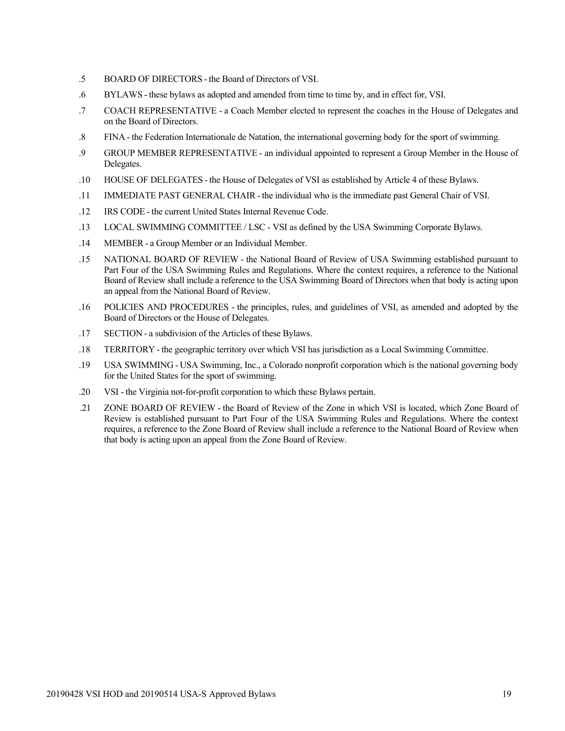.5 BOARD OF DIRECTORS - the Board of Directors of VSI.

.6 BYLAWS - these bylaws as adopted and amended from time to time by, and in effect for, VSI.

.7 COACH REPRESENTATIVE - a Coach Member elected to represent the coaches in the House of Delegates and on the Board of Directors.

.8 FINA - the Federation Internationale de Natation, the international governing body for the sport of swimming.

.9 GROUP MEMBER REPRESENTATIVE - an individual appointed to represent a Group Member in the House of Delegates.

.10 HOUSE OF DELEGATES - the House of Delegates of VSI as established by Article 4 of these Bylaws.

.11 IMMEDIATE PAST GENERAL CHAIR - the individual who is the immediate past General Chair of VSI.

.12 IRS CODE - the current United States Internal Revenue Code.

.13 LOCAL SWIMMING COMMITTEE / LSC - VSI as defined by the USA Swimming Corporate Bylaws.

.14 MEMBER - a Group Member or an Individual Member.

.15 NATIONAL BOARD OF REVIEW - the National Board of Review of USA Swimming established pursuant to Part Four of the USA Swimming Rules and Regulations. Where the context requires, a reference to the National Board of Review shall include a reference to the USA Swimming Board of Directors when that body is acting upon an appeal from the National Board of Review.

.16 POLICIES AND PROCEDURES - the principles, rules, and guidelines of VSI, as amended and adopted by the Board of Directors or the House of Delegates.

.17 SECTION - a subdivision of the Articles of these Bylaws.

.18 TERRITORY - the geographic territory over which VSI has jurisdiction as a Local Swimming Committee.

.19 USA SWIMMING - USA Swimming, Inc., a Colorado nonprofit corporation which is the national governing body for the United States for the sport of swimming.

.20 VSI - the Virginia not-for-profit corporation to which these Bylaws pertain.

.21 ZONE BOARD OF REVIEW - the Board of Review of the Zone in which VSI is located, which Zone Board of Review is established pursuant to Part Four of the USA Swimming Rules and Regulations. Where the context requires, a reference to the Zone Board of Review shall include a reference to the National Board of Review when that body is acting upon an appeal from the Zone Board of Review.